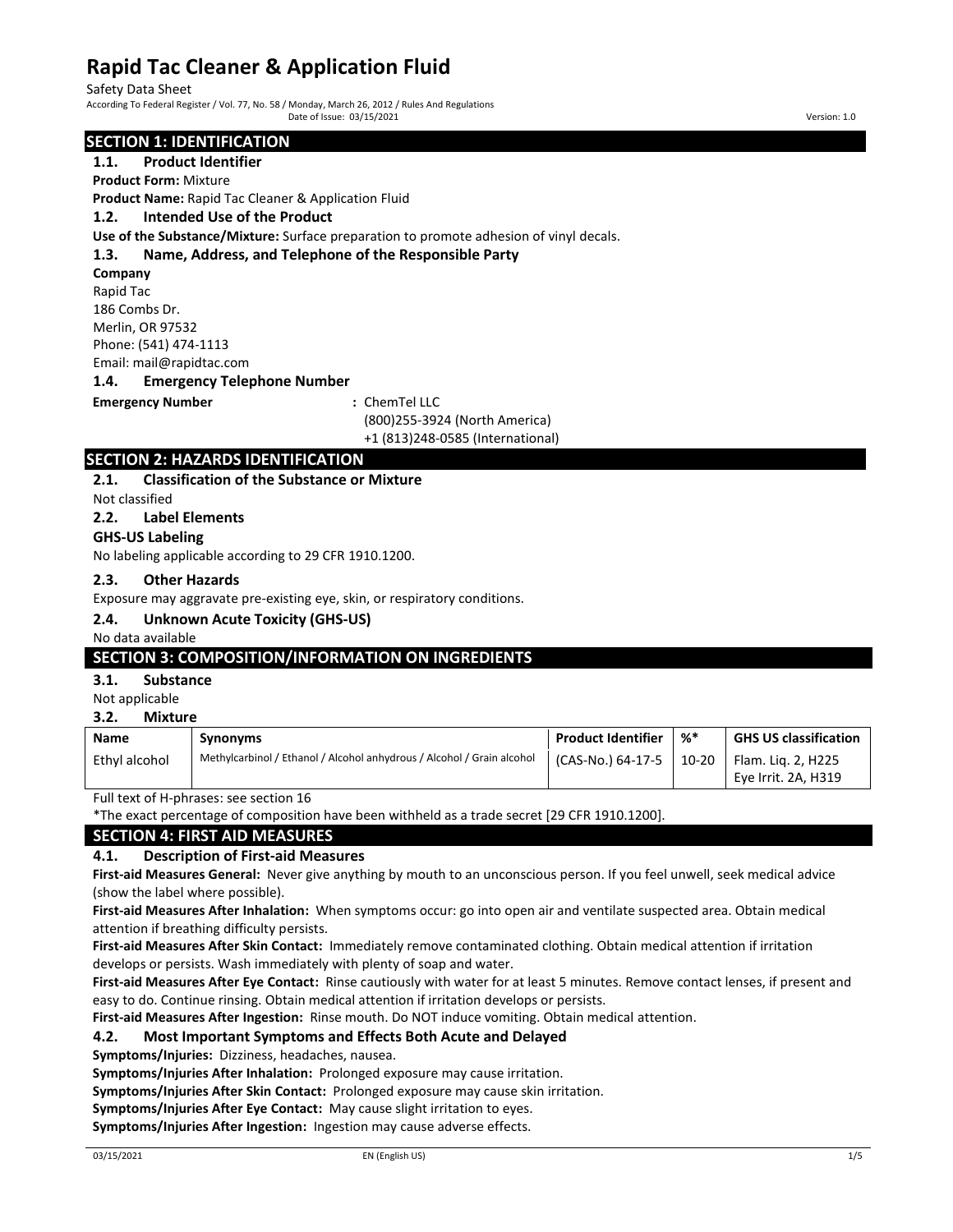# Rapid Tac Cleaner & Application Fluid

Safety Data Sheet

According To Federal Register / Vol. 77, No. 58 / Monday, March 26, 2012 / Rules And Regulations

Date of Issue: 03/15/2021

Version: 1.0

## SECTION 1: IDENTIFICATION

### 1.1. Product Identifier

**Product Form:** Mixture

**Product Name:** Rapid Tac Cleaner & Application Fluid

### 1.2. Intended Use of the Product

**Use of the Substance/Mixture:** Surface preparation to promote adhesion of vinyl decals.

### 1.3. Name, Address, and Telephone of the Responsible Party

**Company**

Rapid Tac
186 Combs Dr.
Merlin, OR 97532
Phone: (541) 474-1113
Email: mail@rapidtac.com

### 1.4. Emergency Telephone Number

**Emergency Number** : ChemTel LLC
(800)255-3924 (North America)
+1 (813)248-0585 (International)

## SECTION 2: HAZARDS IDENTIFICATION

### 2.1. Classification of the Substance or Mixture

Not classified

### 2.2. Label Elements

**GHS-US Labeling**

No labeling applicable according to 29 CFR 1910.1200.

### 2.3. Other Hazards

Exposure may aggravate pre-existing eye, skin, or respiratory conditions.

### 2.4. Unknown Acute Toxicity (GHS-US)

No data available

## SECTION 3: COMPOSITION/INFORMATION ON INGREDIENTS

### 3.1. Substance

Not applicable

### 3.2. Mixture

| Name | Synonyms | Product Identifier | %* | GHS US classification |
|---|---|---|---|---|
| Ethyl alcohol | Methylcarbinol / Ethanol / Alcohol anhydrous / Alcohol / Grain alcohol | (CAS-No.) 64-17-5 | 10-20 | Flam. Liq. 2, H225<br>Eye Irrit. 2A, H319 |

Full text of H-phrases: see section 16

*The exact percentage of composition have been withheld as a trade secret [29 CFR 1910.1200].

## SECTION 4: FIRST AID MEASURES

### 4.1. Description of First-aid Measures

**First-aid Measures General:** Never give anything by mouth to an unconscious person. If you feel unwell, seek medical advice (show the label where possible).

**First-aid Measures After Inhalation:** When symptoms occur: go into open air and ventilate suspected area. Obtain medical attention if breathing difficulty persists.

**First-aid Measures After Skin Contact:** Immediately remove contaminated clothing. Obtain medical attention if irritation develops or persists. Wash immediately with plenty of soap and water.

**First-aid Measures After Eye Contact:** Rinse cautiously with water for at least 5 minutes. Remove contact lenses, if present and easy to do. Continue rinsing. Obtain medical attention if irritation develops or persists.

**First-aid Measures After Ingestion:** Rinse mouth. Do NOT induce vomiting. Obtain medical attention.

### 4.2. Most Important Symptoms and Effects Both Acute and Delayed

**Symptoms/Injuries:** Dizziness, headaches, nausea.

**Symptoms/Injuries After Inhalation:** Prolonged exposure may cause irritation.

**Symptoms/Injuries After Skin Contact:** Prolonged exposure may cause skin irritation.

**Symptoms/Injuries After Eye Contact:** May cause slight irritation to eyes.

**Symptoms/Injuries After Ingestion:** Ingestion may cause adverse effects.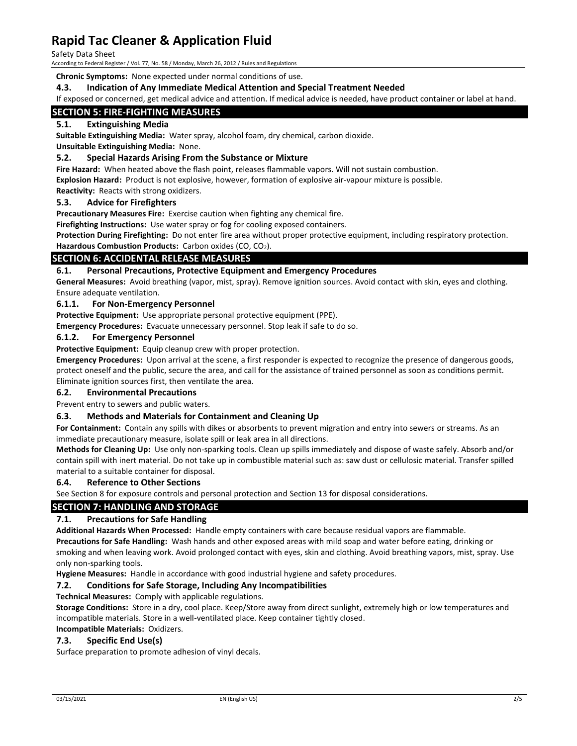**Chronic Symptoms:** None expected under normal conditions of use.

### 4.3. Indication of Any Immediate Medical Attention and Special Treatment Needed

If exposed or concerned, get medical advice and attention. If medical advice is needed, have product container or label at hand.

## SECTION 5: FIRE-FIGHTING MEASURES

### 5.1. Extinguishing Media

**Suitable Extinguishing Media:** Water spray, alcohol foam, dry chemical, carbon dioxide.

**Unsuitable Extinguishing Media:** None.

### 5.2. Special Hazards Arising From the Substance or Mixture

**Fire Hazard:** When heated above the flash point, releases flammable vapors. Will not sustain combustion.

**Explosion Hazard:** Product is not explosive, however, formation of explosive air-vapour mixture is possible.

**Reactivity:** Reacts with strong oxidizers.

### 5.3. Advice for Firefighters

**Precautionary Measures Fire:** Exercise caution when fighting any chemical fire.

**Firefighting Instructions:** Use water spray or fog for cooling exposed containers.

**Protection During Firefighting:** Do not enter fire area without proper protective equipment, including respiratory protection.

**Hazardous Combustion Products:** Carbon oxides (CO, $CO_2$).

## SECTION 6: ACCIDENTAL RELEASE MEASURES

### 6.1. Personal Precautions, Protective Equipment and Emergency Procedures

**General Measures:** Avoid breathing (vapor, mist, spray). Remove ignition sources. Avoid contact with skin, eyes and clothing. Ensure adequate ventilation.

#### 6.1.1. For Non-Emergency Personnel

**Protective Equipment:** Use appropriate personal protective equipment (PPE).

**Emergency Procedures:** Evacuate unnecessary personnel. Stop leak if safe to do so.

#### 6.1.2. For Emergency Personnel

**Protective Equipment:** Equip cleanup crew with proper protection.

**Emergency Procedures:** Upon arrival at the scene, a first responder is expected to recognize the presence of dangerous goods, protect oneself and the public, secure the area, and call for the assistance of trained personnel as soon as conditions permit. Eliminate ignition sources first, then ventilate the area.

### 6.2. Environmental Precautions

Prevent entry to sewers and public waters.

### 6.3. Methods and Materials for Containment and Cleaning Up

**For Containment:** Contain any spills with dikes or absorbents to prevent migration and entry into sewers or streams. As an immediate precautionary measure, isolate spill or leak area in all directions.

**Methods for Cleaning Up:** Use only non-sparking tools. Clean up spills immediately and dispose of waste safely. Absorb and/or contain spill with inert material. Do not take up in combustible material such as: saw dust or cellulosic material. Transfer spilled material to a suitable container for disposal.

### 6.4. Reference to Other Sections

See Section 8 for exposure controls and personal protection and Section 13 for disposal considerations.

## SECTION 7: HANDLING AND STORAGE

### 7.1. Precautions for Safe Handling

**Additional Hazards When Processed:** Handle empty containers with care because residual vapors are flammable.

**Precautions for Safe Handling:** Wash hands and other exposed areas with mild soap and water before eating, drinking or smoking and when leaving work. Avoid prolonged contact with eyes, skin and clothing. Avoid breathing vapors, mist, spray. Use only non-sparking tools.

**Hygiene Measures:** Handle in accordance with good industrial hygiene and safety procedures.

### 7.2. Conditions for Safe Storage, Including Any Incompatibilities

**Technical Measures:** Comply with applicable regulations.

**Storage Conditions:** Store in a dry, cool place. Keep/Store away from direct sunlight, extremely high or low temperatures and incompatible materials. Store in a well-ventilated place. Keep container tightly closed.

**Incompatible Materials:** Oxidizers.

### 7.3. Specific End Use(s)

Surface preparation to promote adhesion of vinyl decals.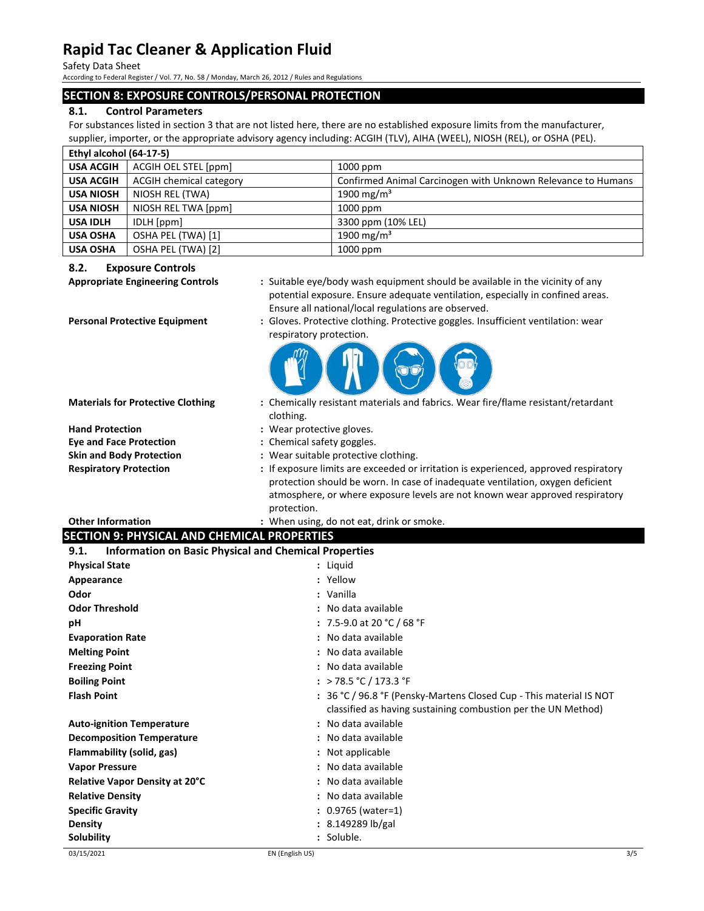## SECTION 8: EXPOSURE CONTROLS/PERSONAL PROTECTION

### 8.1. Control Parameters

For substances listed in section 3 that are not listed here, there are no established exposure limits from the manufacturer, supplier, importer, or the appropriate advisory agency including: ACGIH (TLV), AIHA (WEEL), NIOSH (REL), or OSHA (PEL).

| Ethyl alcohol (64-17-5) | | |
|---|---|---|
| USA ACGIH | ACGIH OEL STEL [ppm] | 1000 ppm |
| USA ACGIH | ACGIH chemical category | Confirmed Animal Carcinogen with Unknown Relevance to Humans |
| USA NIOSH | NIOSH REL (TWA) | 1900 mg/m³ |
| USA NIOSH | NIOSH REL TWA [ppm] | 1000 ppm |
| USA IDLH | IDLH [ppm] | 3300 ppm (10% LEL) |
| USA OSHA | OSHA PEL (TWA) [1] | 1900 mg/m³ |
| USA OSHA | OSHA PEL (TWA) [2] | 1000 ppm |

### 8.2. Exposure Controls

**Appropriate Engineering Controls** : Suitable eye/body wash equipment should be available in the vicinity of any potential exposure. Ensure adequate ventilation, especially in confined areas. Ensure all national/local regulations are observed.

**Personal Protective Equipment** : Gloves. Protective clothing. Protective goggles. Insufficient ventilation: wear respiratory protection.

**Materials for Protective Clothing** : Chemically resistant materials and fabrics. Wear fire/flame resistant/retardant clothing.

**Hand Protection** : Wear protective gloves.

**Eye and Face Protection** : Chemical safety goggles.

**Skin and Body Protection** : Wear suitable protective clothing.

**Respiratory Protection** : If exposure limits are exceeded or irritation is experienced, approved respiratory protection should be worn. In case of inadequate ventilation, oxygen deficient atmosphere, or where exposure levels are not known wear approved respiratory protection.

**Other Information** : When using, do not eat, drink or smoke.

## SECTION 9: PHYSICAL AND CHEMICAL PROPERTIES

### 9.1. Information on Basic Physical and Chemical Properties

**Physical State** : Liquid

**Appearance** : Yellow

**Odor** : Vanilla

**Odor Threshold** : No data available

**pH** : 7.5-9.0 at 20 °C / 68 °F

**Evaporation Rate** : No data available

**Melting Point** : No data available

**Freezing Point** : No data available

**Boiling Point** : > 78.5 °C / 173.3 °F

**Flash Point** : 36 °C / 96.8 °F (Pensky-Martens Closed Cup - This material IS NOT classified as having sustaining combustion per the UN Method)

**Auto-ignition Temperature** : No data available

**Decomposition Temperature** : No data available

**Flammability (solid, gas)** : Not applicable

**Vapor Pressure** : No data available

**Relative Vapor Density at 20°C** : No data available

**Relative Density** : No data available

**Specific Gravity** : 0.9765 (water=1)

**Density** : 8.149289 lb/gal

**Solubility** : Soluble.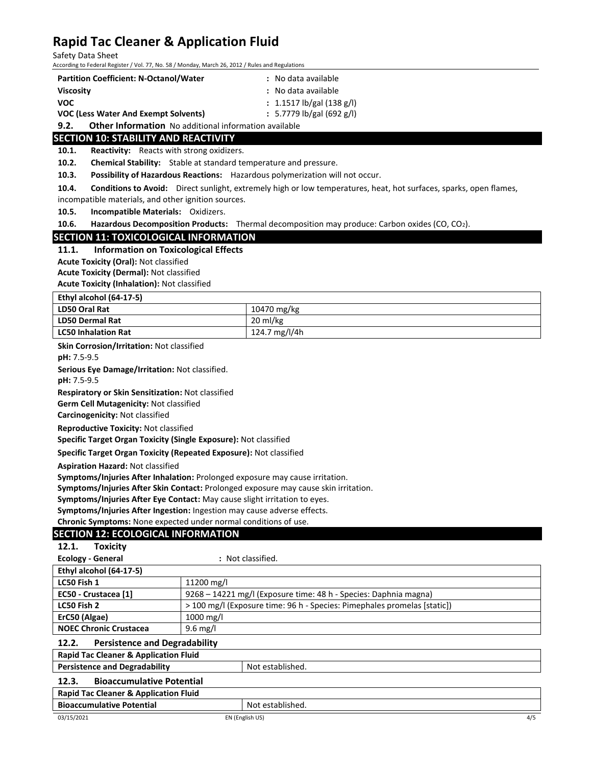| | |
|---|---|
| **Partition Coefficient: N-Octanol/Water** | : No data available |
| **Viscosity** | : No data available |
| **VOC** | : 1.1517 lb/gal (138 g/l) |
| **VOC (Less Water And Exempt Solvents)** | : 5.7779 lb/gal (692 g/l) |

**9.2. Other Information** No additional information available

## SECTION 10: STABILITY AND REACTIVITY

**10.1. Reactivity:** Reacts with strong oxidizers.

**10.2. Chemical Stability:** Stable at standard temperature and pressure.

**10.3. Possibility of Hazardous Reactions:** Hazardous polymerization will not occur.

**10.4. Conditions to Avoid:** Direct sunlight, extremely high or low temperatures, heat, hot surfaces, sparks, open flames, incompatible materials, and other ignition sources.

**10.5. Incompatible Materials:** Oxidizers.

**10.6. Hazardous Decomposition Products:** Thermal decomposition may produce: Carbon oxides (CO, $CO_2$).

## SECTION 11: TOXICOLOGICAL INFORMATION

### 11.1. Information on Toxicological Effects

**Acute Toxicity (Oral):** Not classified

**Acute Toxicity (Dermal):** Not classified

**Acute Toxicity (Inhalation):** Not classified

| Ethyl alcohol (64-17-5) | |
|---|---|
| LD50 Oral Rat | 10470 mg/kg |
| LD50 Dermal Rat | 20 ml/kg |
| LC50 Inhalation Rat | 124.7 mg/l/4h |

**Skin Corrosion/Irritation:** Not classified

**pH:** 7.5-9.5

**Serious Eye Damage/Irritation:** Not classified.

**pH:** 7.5-9.5

**Respiratory or Skin Sensitization:** Not classified

**Germ Cell Mutagenicity:** Not classified

**Carcinogenicity:** Not classified

**Reproductive Toxicity:** Not classified

**Specific Target Organ Toxicity (Single Exposure):** Not classified

**Specific Target Organ Toxicity (Repeated Exposure):** Not classified

**Aspiration Hazard:** Not classified

**Symptoms/Injuries After Inhalation:** Prolonged exposure may cause irritation.

**Symptoms/Injuries After Skin Contact:** Prolonged exposure may cause skin irritation.

**Symptoms/Injuries After Eye Contact:** May cause slight irritation to eyes.

**Symptoms/Injuries After Ingestion:** Ingestion may cause adverse effects.

**Chronic Symptoms:** None expected under normal conditions of use.

## SECTION 12: ECOLOGICAL INFORMATION

### 12.1. Toxicity

**Ecology - General** : Not classified.

| Ethyl alcohol (64-17-5) | |
|---|---|
| LC50 Fish 1 | 11200 mg/l |
| EC50 - Crustacea [1] | 9268 – 14221 mg/l (Exposure time: 48 h - Species: Daphnia magna) |
| LC50 Fish 2 | > 100 mg/l (Exposure time: 96 h - Species: Pimephales promelas [static]) |
| ErC50 (Algae) | 1000 mg/l |
| NOEC Chronic Crustacea | 9.6 mg/l |

### 12.2. Persistence and Degradability

| Rapid Tac Cleaner & Application Fluid | |
|---|---|
| Persistence and Degradability | Not established. |

### 12.3. Bioaccumulative Potential

| Rapid Tac Cleaner & Application Fluid | |
|---|---|
| Bioaccumulative Potential | Not established. |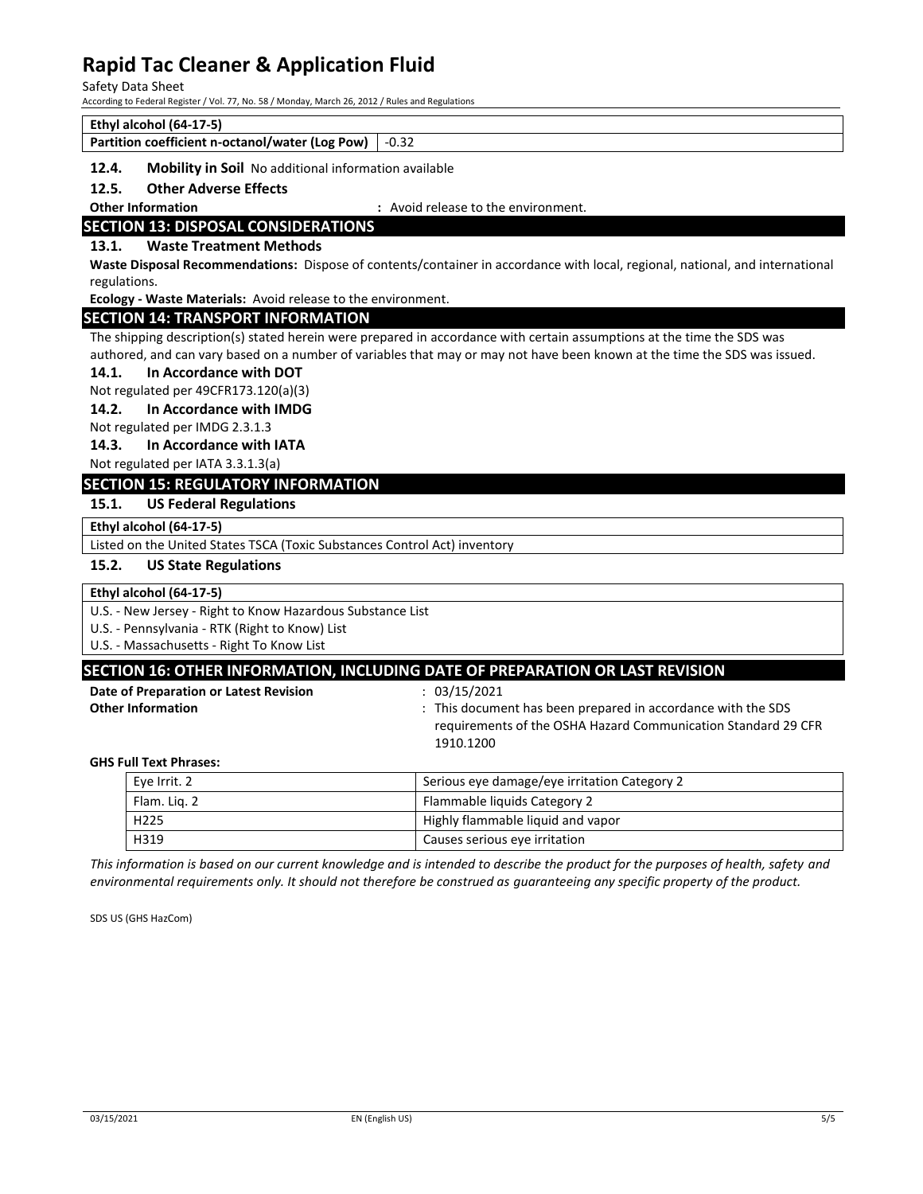| Ethyl alcohol (64-17-5) | |
| --- | --- |
| **Partition coefficient n-octanol/water (Log Pow)** | -0.32 |

### 12.4. Mobility in Soil

No additional information available

### 12.5. Other Adverse Effects

**Other Information** : Avoid release to the environment.

## SECTION 13: DISPOSAL CONSIDERATIONS

### 13.1. Waste Treatment Methods

**Waste Disposal Recommendations:** Dispose of contents/container in accordance with local, regional, national, and international regulations.

**Ecology - Waste Materials:** Avoid release to the environment.

## SECTION 14: TRANSPORT INFORMATION

The shipping description(s) stated herein were prepared in accordance with certain assumptions at the time the SDS was authored, and can vary based on a number of variables that may or may not have been known at the time the SDS was issued.

### 14.1. In Accordance with DOT

Not regulated per 49CFR173.120(a)(3)

### 14.2. In Accordance with IMDG

Not regulated per IMDG 2.3.1.3

### 14.3. In Accordance with IATA

Not regulated per IATA 3.3.1.3(a)

## SECTION 15: REGULATORY INFORMATION

### 15.1. US Federal Regulations

| Ethyl alcohol (64-17-5) |
| --- |
| Listed on the United States TSCA (Toxic Substances Control Act) inventory |

### 15.2. US State Regulations

| Ethyl alcohol (64-17-5) |
| --- |
| U.S. - New Jersey - Right to Know Hazardous Substance List<br>U.S. - Pennsylvania - RTK (Right to Know) List<br>U.S. - Massachusetts - Right To Know List |

## SECTION 16: OTHER INFORMATION, INCLUDING DATE OF PREPARATION OR LAST REVISION

**Date of Preparation or Latest Revision** : 03/15/2021

**Other Information** : This document has been prepared in accordance with the SDS requirements of the OSHA Hazard Communication Standard 29 CFR 1910.1200

**GHS Full Text Phrases:**

| | |
| --- | --- |
| Eye Irrit. 2 | Serious eye damage/eye irritation Category 2 |
| Flam. Liq. 2 | Flammable liquids Category 2 |
| H225 | Highly flammable liquid and vapor |
| H319 | Causes serious eye irritation |

*This information is based on our current knowledge and is intended to describe the product for the purposes of health, safety and environmental requirements only. It should not therefore be construed as guaranteeing any specific property of the product.*

SDS US (GHS HazCom)